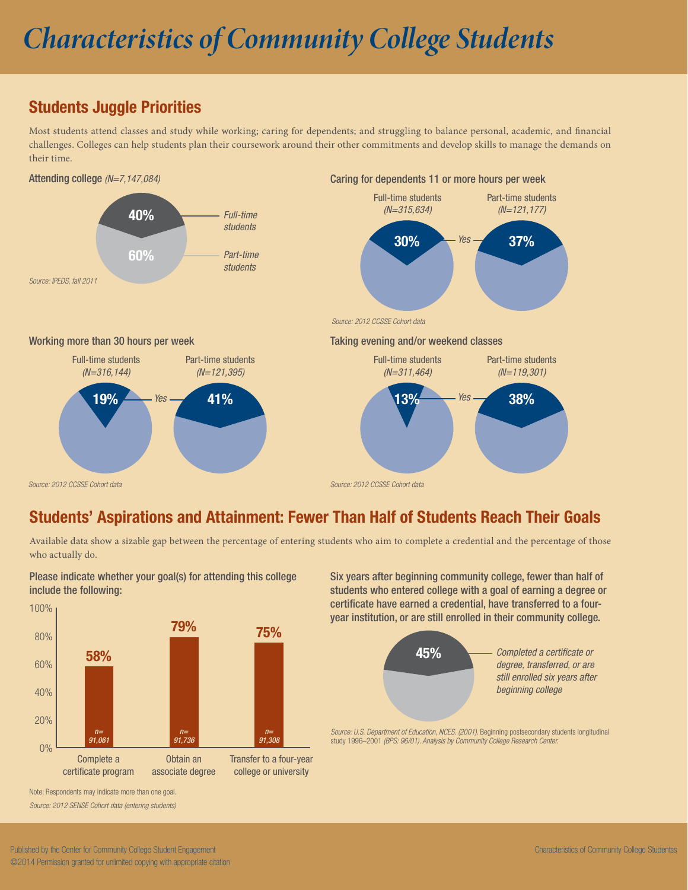# Characteristics of Community College Students

## Students Juggle Priorities

Most students attend classes and study while working; caring for dependents; and struggling to balance personal, academic, and financial challenges. Colleges can help students plan their coursework around their other commitments and develop skills to manage the demands on their time.

**Attending college** *(N=7,147,084)*

| | % |
|---|---|
| *Full-time students* | 40% |
| *Part-time students* | 60% |

*Source: IPEDS, fall 2011*

**Caring for dependents 11 or more hours per week**

| | Full-time students *(N=315,634)* | Part-time students *(N=121,177)* |
|---|---|---|
| *Yes* | 30% | 37% |

*Source: 2012 CCSSE Cohort data*

**Working more than 30 hours per week**

| | Full-time students *(N=316,144)* | Part-time students *(N=121,395)* |
|---|---|---|
| *Yes* | 19% | 41% |

*Source: 2012 CCSSE Cohort data*

**Taking evening and/or weekend classes**

| | Full-time students *(N=311,464)* | Part-time students *(N=119,301)* |
|---|---|---|
| *Yes* | 13% | 38% |

*Source: 2012 CCSSE Cohort data*

## Students' Aspirations and Attainment: Fewer Than Half of Students Reach Their Goals

Available data show a sizable gap between the percentage of entering students who aim to complete a credential and the percentage of those who actually do.

**Please indicate whether your goal(s) for attending this college include the following:**

| Goal | % | n |
|---|---|---|
| Complete a certificate program | 58% | 91,061 |
| Obtain an associate degree | 79% | 91,736 |
| Transfer to a four-year college or university | 75% | 91,308 |

Note: Respondents may indicate more than one goal.

*Source: 2012 SENSE Cohort data (entering students)*

**Six years after beginning community college, fewer than half of students who entered college with a goal of earning a degree or certificate have earned a credential, have transferred to a four-year institution, or are still enrolled in their community college.**

45% — *Completed a certificate or degree, transferred, or are still enrolled six years after beginning college*

*Source: U.S. Department of Education, NCES. (2001).* Beginning postsecondary students longitudinal study 1996–2001 *(BPS: 96/01). Analysis by Community College Research Center.*

Published by the Center for Community College Student Engagement
©2014 Permission granted for unlimited copying with appropriate citation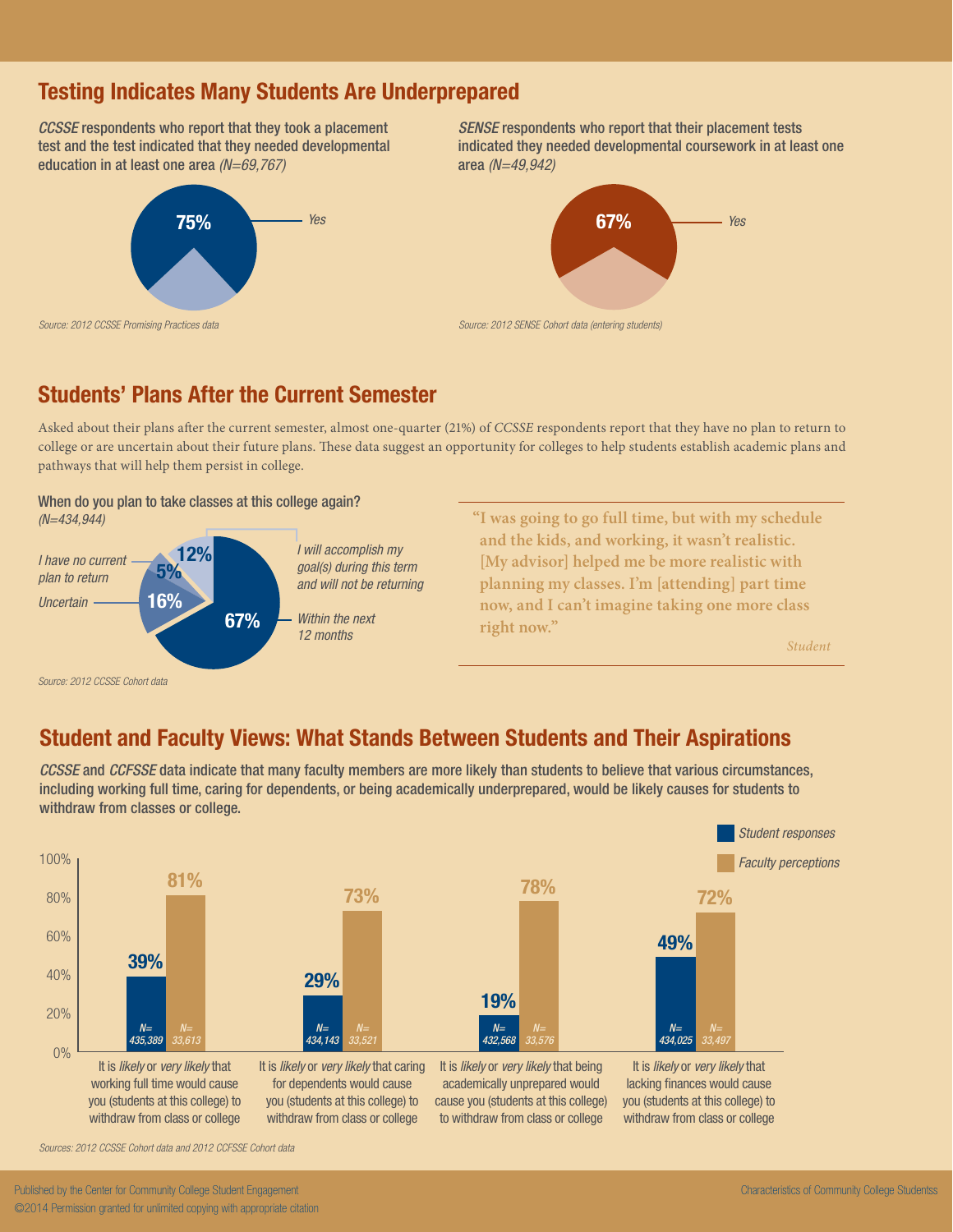## Testing Indicates Many Students Are Underprepared

*CCSSE* respondents who report that they took a placement test and the test indicated that they needed developmental education in at least one area *(N=69,767)*

75%
Yes

*Source: 2012 CCSSE Promising Practices data*

*SENSE* respondents who report that their placement tests indicated they needed developmental coursework in at least one area *(N=49,942)*

67%
Yes

*Source: 2012 SENSE Cohort data (entering students)*

## Students' Plans After the Current Semester

Asked about their plans after the current semester, almost one-quarter (21%) of *CCSSE* respondents report that they have no plan to return to college or are uncertain about their future plans. These data suggest an opportunity for colleges to help students establish academic plans and pathways that will help them persist in college.

When do you plan to take classes at this college again? *(N=434,944)*

12%
5%
16%
67%
*I have no current plan to return*
*Uncertain*
*I will accomplish my goal(s) during this term and will not be returning*
*Within the next 12 months*

*Source: 2012 CCSSE Cohort data*

> **"I was going to go full time, but with my schedule and the kids, and working, it wasn't realistic. [My advisor] helped me be more realistic with planning my classes. I'm [attending] part time now, and I can't imagine taking one more class right now."**
>
> *Student*

## Student and Faculty Views: What Stands Between Students and Their Aspirations

*CCSSE* and *CCFSSE* data indicate that many faculty members are more likely than students to believe that various circumstances, including working full time, caring for dependents, or being academically underprepared, would be likely causes for students to withdraw from classes or college.

*Student responses*
*Faculty perceptions*

100%
80%
60%
40%
20%
0%

39%
81%
N= 435,389
N= 33,613
It is *likely* or *very likely* that working full time would cause you (students at this college) to withdraw from class or college

29%
73%
N= 434,143
N= 33,521
It is *likely* or *very likely* that caring for dependents would cause you (students at this college) to withdraw from class or college

19%
78%
N= 432,568
N= 33,576
It is *likely* or *very likely* that being academically unprepared would cause you (students at this college) to withdraw from class or college

49%
72%
N= 434,025
N= 33,497
It is *likely* or *very likely* that lacking finances would cause you (students at this college) to withdraw from class or college

*Sources: 2012 CCSSE Cohort data and 2012 CCFSSE Cohort data*

Published by the Center for Community College Student Engagement
©2014 Permission granted for unlimited copying with appropriate citation